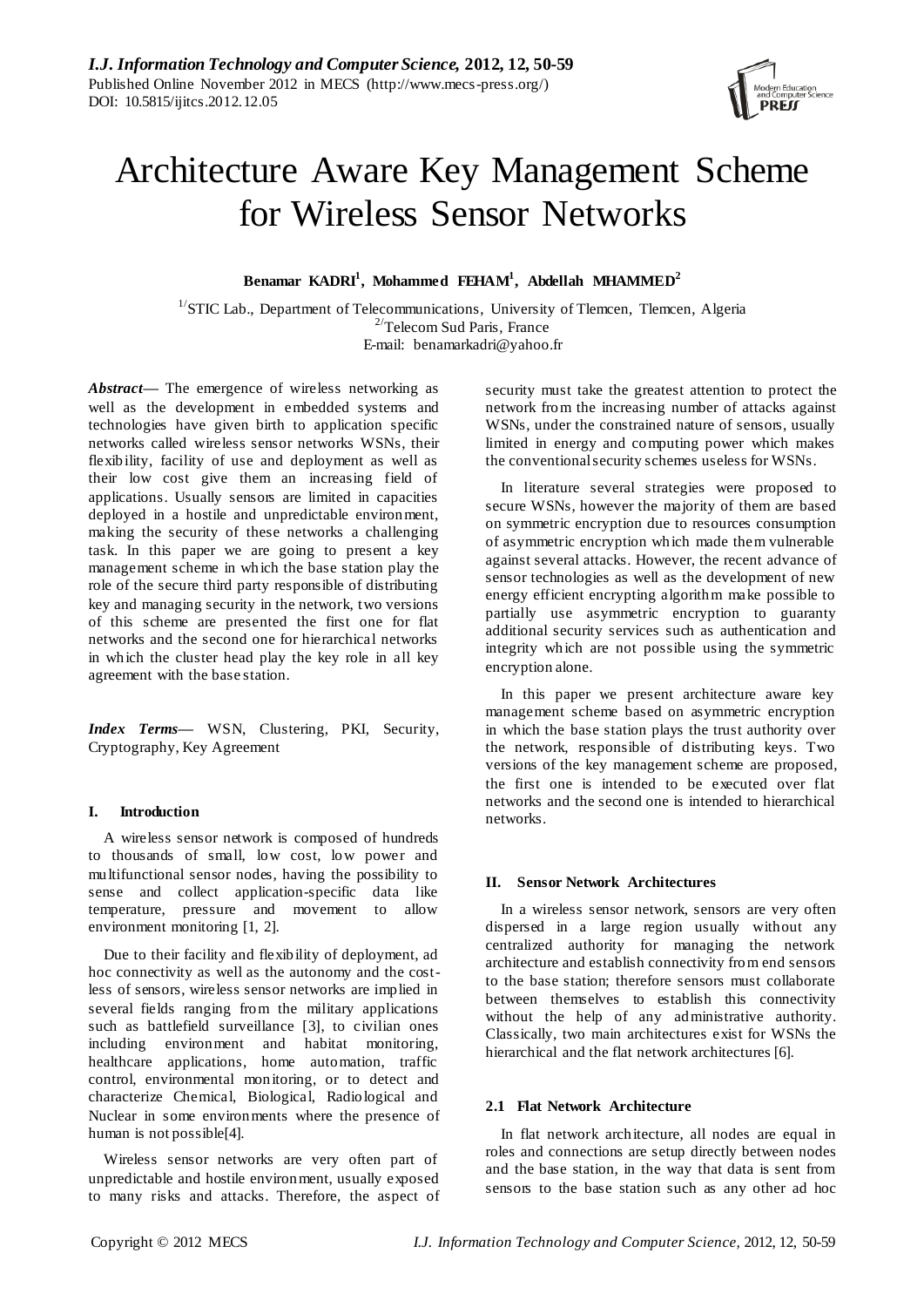# Architecture Aware Key Management Scheme for Wireless Sensor Networks

**Benamar KADRI[1], Mohammed FEHAM[1], Abdellah MHAMMED[2]**

[1/]STIC Lab., Department of Telecommunications, University of Tlemcen, Tlemcen, Algeria
[2/]Telecom Sud Paris, France
E-mail: benamarkadri@yahoo.fr

***Abstract***— The emergence of wireless networking as well as the development in embedded systems and technologies have given birth to application specific networks called wireless sensor networks WSNs, their flexibility, facility of use and deployment as well as their low cost give them an increasing field of applications. Usually sensors are limited in capacities deployed in a hostile and unpredictable environment, making the security of these networks a challenging task. In this paper we are going to present a key management scheme in which the base station play the role of the secure third party responsible of distributing key and managing security in the network, two versions of this scheme are presented the first one for flat networks and the second one for hierarchical networks in which the cluster head play the key role in all key agreement with the base station.

***Index Terms***— WSN, Clustering, PKI, Security, Cryptography, Key Agreement

## I. Introduction

A wireless sensor network is composed of hundreds to thousands of small, low cost, low power and multifunctional sensor nodes, having the possibility to sense and collect application-specific data like temperature, pressure and movement to allow environment monitoring [1, 2].

Due to their facility and flexibility of deployment, ad hoc connectivity as well as the autonomy and the cost-less of sensors, wireless sensor networks are implied in several fields ranging from the military applications such as battlefield surveillance [3], to civilian ones including environment and habitat monitoring, healthcare applications, home automation, traffic control, environmental monitoring, or to detect and characterize Chemical, Biological, Radiological and Nuclear in some environments where the presence of human is not possible[4].

Wireless sensor networks are very often part of unpredictable and hostile environment, usually exposed to many risks and attacks. Therefore, the aspect of security must take the greatest attention to protect the network from the increasing number of attacks against WSNs, under the constrained nature of sensors, usually limited in energy and computing power which makes the conventional security schemes useless for WSNs.

In literature several strategies were proposed to secure WSNs, however the majority of them are based on symmetric encryption due to resources consumption of asymmetric encryption which made them vulnerable against several attacks. However, the recent advance of sensor technologies as well as the development of new energy efficient encrypting algorithm make possible to partially use asymmetric encryption to guaranty additional security services such as authentication and integrity which are not possible using the symmetric encryption alone.

In this paper we present architecture aware key management scheme based on asymmetric encryption in which the base station plays the trust authority over the network, responsible of distributing keys. Two versions of the key management scheme are proposed, the first one is intended to be executed over flat networks and the second one is intended to hierarchical networks.

## II. Sensor Network Architectures

In a wireless sensor network, sensors are very often dispersed in a large region usually without any centralized authority for managing the network architecture and establish connectivity from end sensors to the base station; therefore sensors must collaborate between themselves to establish this connectivity without the help of any administrative authority. Classically, two main architectures exist for WSNs the hierarchical and the flat network architectures [6].

### 2.1 Flat Network Architecture

In flat network architecture, all nodes are equal in roles and connections are setup directly between nodes and the base station, in the way that data is sent from sensors to the base station such as any other ad hoc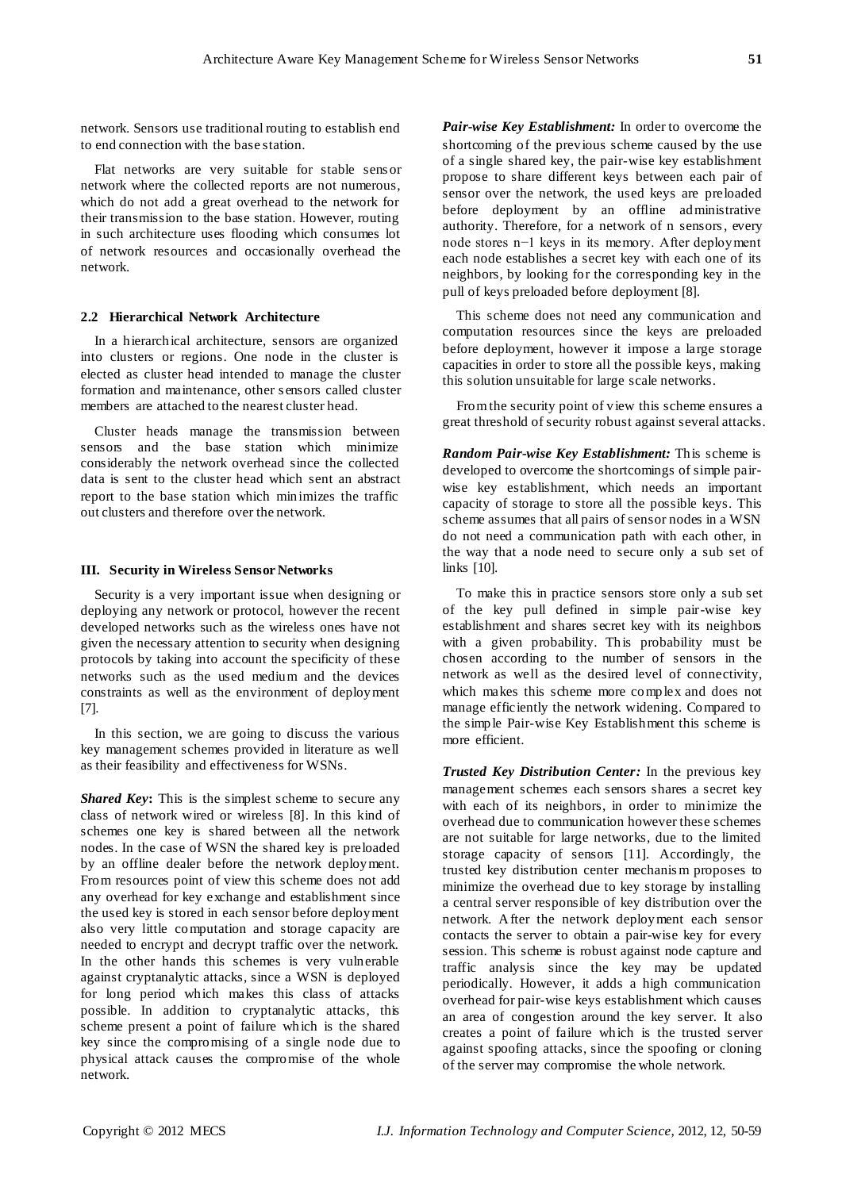network. Sensors use traditional routing to establish end to end connection with the base station.

Flat networks are very suitable for stable sensor network where the collected reports are not numerous, which do not add a great overhead to the network for their transmission to the base station. However, routing in such architecture uses flooding which consumes lot of network resources and occasionally overhead the network.

### 2.2 Hierarchical Network Architecture

In a hierarchical architecture, sensors are organized into clusters or regions. One node in the cluster is elected as cluster head intended to manage the cluster formation and maintenance, other sensors called cluster members are attached to the nearest cluster head.

Cluster heads manage the transmission between sensors and the base station which minimize considerably the network overhead since the collected data is sent to the cluster head which sent an abstract report to the base station which minimizes the traffic out clusters and therefore over the network.

## III. Security in Wireless Sensor Networks

Security is a very important issue when designing or deploying any network or protocol, however the recent developed networks such as the wireless ones have not given the necessary attention to security when designing protocols by taking into account the specificity of these networks such as the used medium and the devices constraints as well as the environment of deployment [7].

In this section, we are going to discuss the various key management schemes provided in literature as well as their feasibility and effectiveness for WSNs.

***Shared Key*:** This is the simplest scheme to secure any class of network wired or wireless [8]. In this kind of schemes one key is shared between all the network nodes. In the case of WSN the shared key is preloaded by an offline dealer before the network deployment. From resources point of view this scheme does not add any overhead for key exchange and establishment since the used key is stored in each sensor before deployment also very little computation and storage capacity are needed to encrypt and decrypt traffic over the network. In the other hands this schemes is very vulnerable against cryptanalytic attacks, since a WSN is deployed for long period which makes this class of attacks possible. In addition to cryptanalytic attacks, this scheme present a point of failure which is the shared key since the compromising of a single node due to physical attack causes the compromise of the whole network.

***Pair-wise Key Establishment:*** In order to overcome the shortcoming of the previous scheme caused by the use of a single shared key, the pair-wise key establishment propose to share different keys between each pair of sensor over the network, the used keys are preloaded before deployment by an offline administrative authority. Therefore, for a network of n sensors, every node stores $n-1$ keys in its memory. After deployment each node establishes a secret key with each one of its neighbors, by looking for the corresponding key in the pull of keys preloaded before deployment [8].

This scheme does not need any communication and computation resources since the keys are preloaded before deployment, however it impose a large storage capacities in order to store all the possible keys, making this solution unsuitable for large scale networks.

From the security point of view this scheme ensures a great threshold of security robust against several attacks.

***Random Pair-wise Key Establishment:*** This scheme is developed to overcome the shortcomings of simple pair-wise key establishment, which needs an important capacity of storage to store all the possible keys. This scheme assumes that all pairs of sensor nodes in a WSN do not need a communication path with each other, in the way that a node need to secure only a sub set of links [10].

To make this in practice sensors store only a sub set of the key pull defined in simple pair-wise key establishment and shares secret key with its neighbors with a given probability. This probability must be chosen according to the number of sensors in the network as well as the desired level of connectivity, which makes this scheme more complex and does not manage efficiently the network widening. Compared to the simple Pair-wise Key Establishment this scheme is more efficient.

***Trusted Key Distribution Center:*** In the previous key management schemes each sensors shares a secret key with each of its neighbors, in order to minimize the overhead due to communication however these schemes are not suitable for large networks, due to the limited storage capacity of sensors [11]. Accordingly, the trusted key distribution center mechanism proposes to minimize the overhead due to key storage by installing a central server responsible of key distribution over the network. After the network deployment each sensor contacts the server to obtain a pair-wise key for every session. This scheme is robust against node capture and traffic analysis since the key may be updated periodically. However, it adds a high communication overhead for pair-wise keys establishment which causes an area of congestion around the key server. It also creates a point of failure which is the trusted server against spoofing attacks, since the spoofing or cloning of the server may compromise the whole network.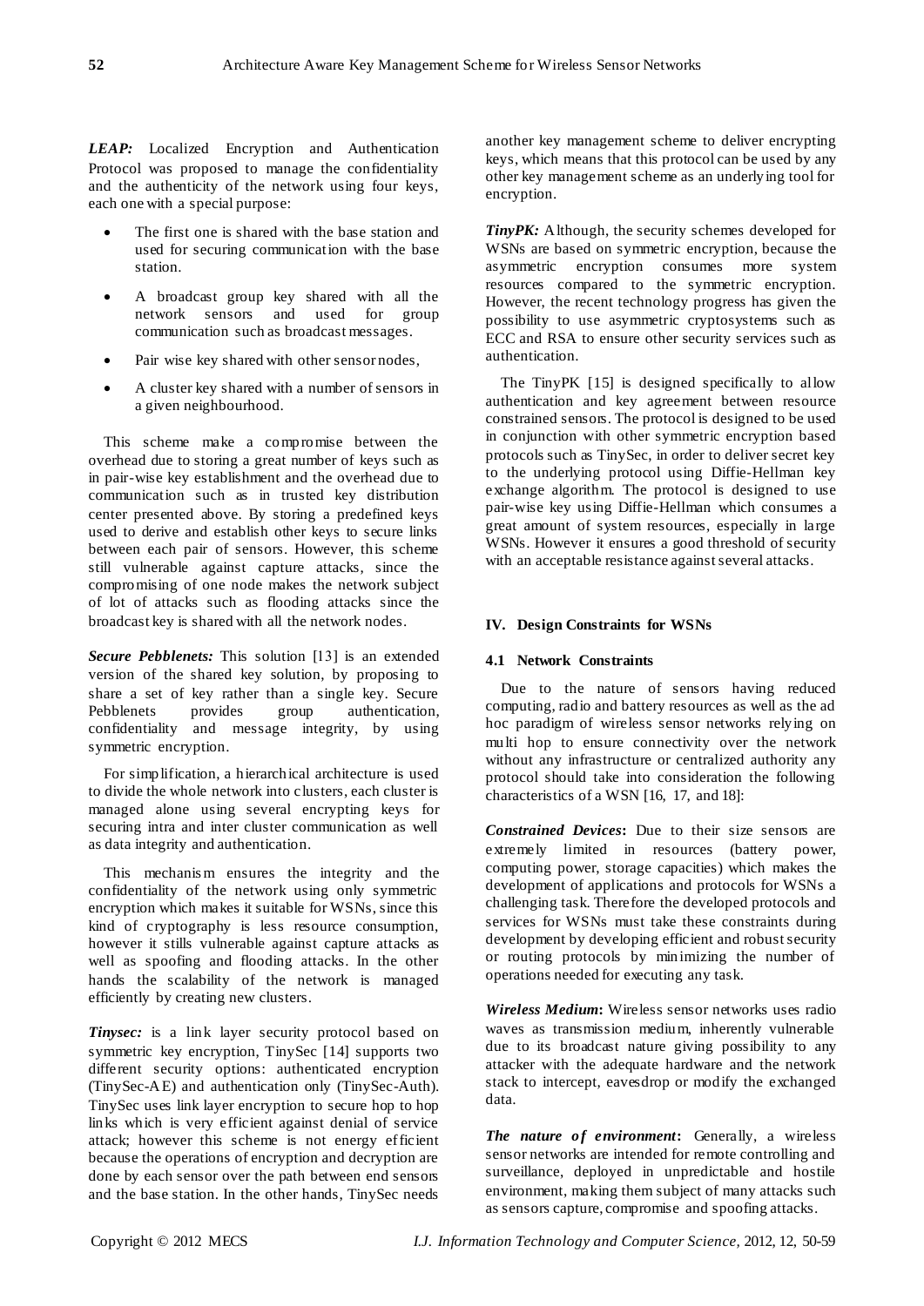***LEAP:*** Localized Encryption and Authentication Protocol was proposed to manage the confidentiality and the authenticity of the network using four keys, each one with a special purpose:

- The first one is shared with the base station and used for securing communication with the base station.
- A broadcast group key shared with all the network sensors and used for group communication such as broadcast messages.
- Pair wise key shared with other sensor nodes,
- A cluster key shared with a number of sensors in a given neighbourhood.

This scheme make a compromise between the overhead due to storing a great number of keys such as in pair-wise key establishment and the overhead due to communication such as in trusted key distribution center presented above. By storing a predefined keys used to derive and establish other keys to secure links between each pair of sensors. However, this scheme still vulnerable against capture attacks, since the compromising of one node makes the network subject of lot of attacks such as flooding attacks since the broadcast key is shared with all the network nodes.

***Secure Pebblenets:*** This solution [13] is an extended version of the shared key solution, by proposing to share a set of key rather than a single key. Secure Pebblenets provides group authentication, confidentiality and message integrity, by using symmetric encryption.

For simplification, a hierarchical architecture is used to divide the whole network into clusters, each cluster is managed alone using several encrypting keys for securing intra and inter cluster communication as well as data integrity and authentication.

This mechanism ensures the integrity and the confidentiality of the network using only symmetric encryption which makes it suitable for WSNs, since this kind of cryptography is less resource consumption, however it stills vulnerable against capture attacks as well as spoofing and flooding attacks. In the other hands the scalability of the network is managed efficiently by creating new clusters.

***Tinysec:*** is a link layer security protocol based on symmetric key encryption, TinySec [14] supports two different security options: authenticated encryption (TinySec-AE) and authentication only (TinySec-Auth). TinySec uses link layer encryption to secure hop to hop links which is very efficient against denial of service attack; however this scheme is not energy efficient because the operations of encryption and decryption are done by each sensor over the path between end sensors and the base station. In the other hands, TinySec needs another key management scheme to deliver encrypting keys, which means that this protocol can be used by any other key management scheme as an underlying tool for encryption.

***TinyPK:*** Although, the security schemes developed for WSNs are based on symmetric encryption, because the asymmetric encryption consumes more system resources compared to the symmetric encryption. However, the recent technology progress has given the possibility to use asymmetric cryptosystems such as ECC and RSA to ensure other security services such as authentication.

The TinyPK [15] is designed specifically to allow authentication and key agreement between resource constrained sensors. The protocol is designed to be used in conjunction with other symmetric encryption based protocols such as TinySec, in order to deliver secret key to the underlying protocol using Diffie-Hellman key exchange algorithm. The protocol is designed to use pair-wise key using Diffie-Hellman which consumes a great amount of system resources, especially in large WSNs. However it ensures a good threshold of security with an acceptable resistance against several attacks.

## IV. Design Constraints for WSNs

### 4.1 Network Constraints

Due to the nature of sensors having reduced computing, radio and battery resources as well as the ad hoc paradigm of wireless sensor networks relying on multi hop to ensure connectivity over the network without any infrastructure or centralized authority any protocol should take into consideration the following characteristics of a WSN [16, 17, and 18]:

***Constrained Devices*:** Due to their size sensors are extremely limited in resources (battery power, computing power, storage capacities) which makes the development of applications and protocols for WSNs a challenging task. Therefore the developed protocols and services for WSNs must take these constraints during development by developing efficient and robust security or routing protocols by minimizing the number of operations needed for executing any task.

***Wireless Medium*:** Wireless sensor networks uses radio waves as transmission medium, inherently vulnerable due to its broadcast nature giving possibility to any attacker with the adequate hardware and the network stack to intercept, eavesdrop or modify the exchanged data.

***The nature of environment*:** Generally, a wireless sensor networks are intended for remote controlling and surveillance, deployed in unpredictable and hostile environment, making them subject of many attacks such as sensors capture, compromise and spoofing attacks.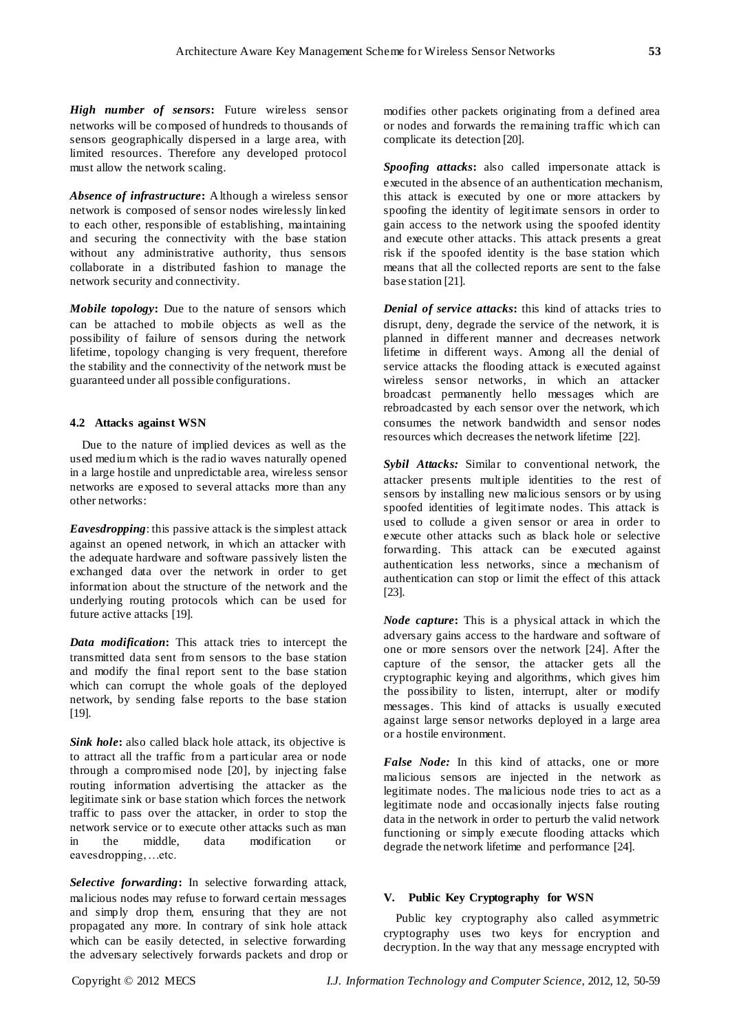***High number of sensors*:** Future wireless sensor networks will be composed of hundreds to thousands of sensors geographically dispersed in a large area, with limited resources. Therefore any developed protocol must allow the network scaling.

***Absence of infrastructure*:** Although a wireless sensor network is composed of sensor nodes wirelessly linked to each other, responsible of establishing, maintaining and securing the connectivity with the base station without any administrative authority, thus sensors collaborate in a distributed fashion to manage the network security and connectivity.

***Mobile topology*:** Due to the nature of sensors which can be attached to mobile objects as well as the possibility of failure of sensors during the network lifetime, topology changing is very frequent, therefore the stability and the connectivity of the network must be guaranteed under all possible configurations.

### 4.2 Attacks against WSN

Due to the nature of implied devices as well as the used medium which is the radio waves naturally opened in a large hostile and unpredictable area, wireless sensor networks are exposed to several attacks more than any other networks:

***Eavesdropping***: this passive attack is the simplest attack against an opened network, in which an attacker with the adequate hardware and software passively listen the exchanged data over the network in order to get information about the structure of the network and the underlying routing protocols which can be used for future active attacks [19].

***Data modification*:** This attack tries to intercept the transmitted data sent from sensors to the base station and modify the final report sent to the base station which can corrupt the whole goals of the deployed network, by sending false reports to the base station [19].

***Sink hole*:** also called black hole attack, its objective is to attract all the traffic from a particular area or node through a compromised node [20], by injecting false routing information advertising the attacker as the legitimate sink or base station which forces the network traffic to pass over the attacker, in order to stop the network service or to execute other attacks such as man in the middle, data modification or eavesdropping, …etc.

***Selective forwarding*:** In selective forwarding attack, malicious nodes may refuse to forward certain messages and simply drop them, ensuring that they are not propagated any more. In contrary of sink hole attack which can be easily detected, in selective forwarding the adversary selectively forwards packets and drop or modifies other packets originating from a defined area or nodes and forwards the remaining traffic which can complicate its detection [20].

***Spoofing attacks*:** also called impersonate attack is executed in the absence of an authentication mechanism, this attack is executed by one or more attackers by spoofing the identity of legitimate sensors in order to gain access to the network using the spoofed identity and execute other attacks. This attack presents a great risk if the spoofed identity is the base station which means that all the collected reports are sent to the false base station [21].

***Denial of service attacks*:** this kind of attacks tries to disrupt, deny, degrade the service of the network, it is planned in different manner and decreases network lifetime in different ways. Among all the denial of service attacks the flooding attack is executed against wireless sensor networks, in which an attacker broadcast permanently hello messages which are rebroadcasted by each sensor over the network, which consumes the network bandwidth and sensor nodes resources which decreases the network lifetime [22].

***Sybil Attacks:*** Similar to conventional network, the attacker presents multiple identities to the rest of sensors by installing new malicious sensors or by using spoofed identities of legitimate nodes. This attack is used to collude a given sensor or area in order to execute other attacks such as black hole or selective forwarding. This attack can be executed against authentication less networks, since a mechanism of authentication can stop or limit the effect of this attack [23].

***Node capture*:** This is a physical attack in which the adversary gains access to the hardware and software of one or more sensors over the network [24]. After the capture of the sensor, the attacker gets all the cryptographic keying and algorithms, which gives him the possibility to listen, interrupt, alter or modify messages. This kind of attacks is usually executed against large sensor networks deployed in a large area or a hostile environment.

***False Node:*** In this kind of attacks, one or more malicious sensors are injected in the network as legitimate nodes. The malicious node tries to act as a legitimate node and occasionally injects false routing data in the network in order to perturb the valid network functioning or simply execute flooding attacks which degrade the network lifetime and performance [24].

## V. Public Key Cryptography for WSN

Public key cryptography also called asymmetric cryptography uses two keys for encryption and decryption. In the way that any message encrypted with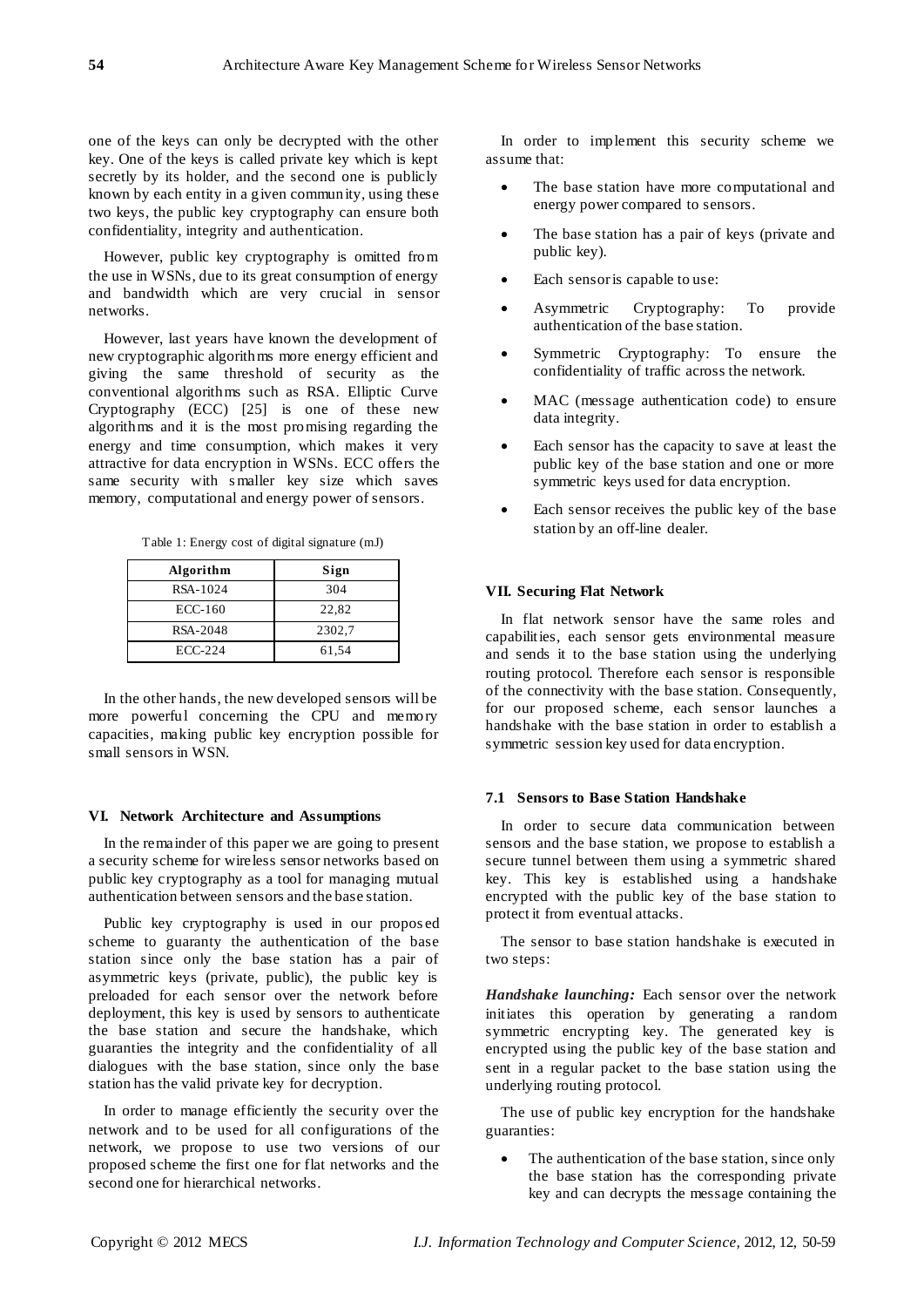one of the keys can only be decrypted with the other key. One of the keys is called private key which is kept secretly by its holder, and the second one is publicly known by each entity in a given community, using these two keys, the public key cryptography can ensure both confidentiality, integrity and authentication.

However, public key cryptography is omitted from the use in WSNs, due to its great consumption of energy and bandwidth which are very crucial in sensor networks.

However, last years have known the development of new cryptographic algorithms more energy efficient and giving the same threshold of security as the conventional algorithms such as RSA. Elliptic Curve Cryptography (ECC) [25] is one of these new algorithms and it is the most promising regarding the energy and time consumption, which makes it very attractive for data encryption in WSNs. ECC offers the same security with smaller key size which saves memory, computational and energy power of sensors.

Table 1: Energy cost of digital signature (mJ)

| Algorithm | Sign |
|---|---|
| RSA-1024 | 304 |
| ECC-160 | 22,82 |
| RSA-2048 | 2302,7 |
| ECC-224 | 61,54 |

In the other hands, the new developed sensors will be more powerful concerning the CPU and memory capacities, making public key encryption possible for small sensors in WSN.

## VI. Network Architecture and Assumptions

In the remainder of this paper we are going to present a security scheme for wireless sensor networks based on public key cryptography as a tool for managing mutual authentication between sensors and the base station.

Public key cryptography is used in our proposed scheme to guaranty the authentication of the base station since only the base station has a pair of asymmetric keys (private, public), the public key is preloaded for each sensor over the network before deployment, this key is used by sensors to authenticate the base station and secure the handshake, which guaranties the integrity and the confidentiality of all dialogues with the base station, since only the base station has the valid private key for decryption.

In order to manage efficiently the security over the network and to be used for all configurations of the network, we propose to use two versions of our proposed scheme the first one for flat networks and the second one for hierarchical networks.

In order to implement this security scheme we assume that:

- The base station have more computational and energy power compared to sensors.
- The base station has a pair of keys (private and public key).
- Each sensor is capable to use:
- Asymmetric Cryptography: To provide authentication of the base station.
- Symmetric Cryptography: To ensure the confidentiality of traffic across the network.
- MAC (message authentication code) to ensure data integrity.
- Each sensor has the capacity to save at least the public key of the base station and one or more symmetric keys used for data encryption.
- Each sensor receives the public key of the base station by an off-line dealer.

## VII. Securing Flat Network

In flat network sensor have the same roles and capabilities, each sensor gets environmental measure and sends it to the base station using the underlying routing protocol. Therefore each sensor is responsible of the connectivity with the base station. Consequently, for our proposed scheme, each sensor launches a handshake with the base station in order to establish a symmetric session key used for data encryption.

### 7.1 Sensors to Base Station Handshake

In order to secure data communication between sensors and the base station, we propose to establish a secure tunnel between them using a symmetric shared key. This key is established using a handshake encrypted with the public key of the base station to protect it from eventual attacks.

The sensor to base station handshake is executed in two steps:

***Handshake launching:*** Each sensor over the network initiates this operation by generating a random symmetric encrypting key. The generated key is encrypted using the public key of the base station and sent in a regular packet to the base station using the underlying routing protocol.

The use of public key encryption for the handshake guaranties:

- The authentication of the base station, since only the base station has the corresponding private key and can decrypts the message containing the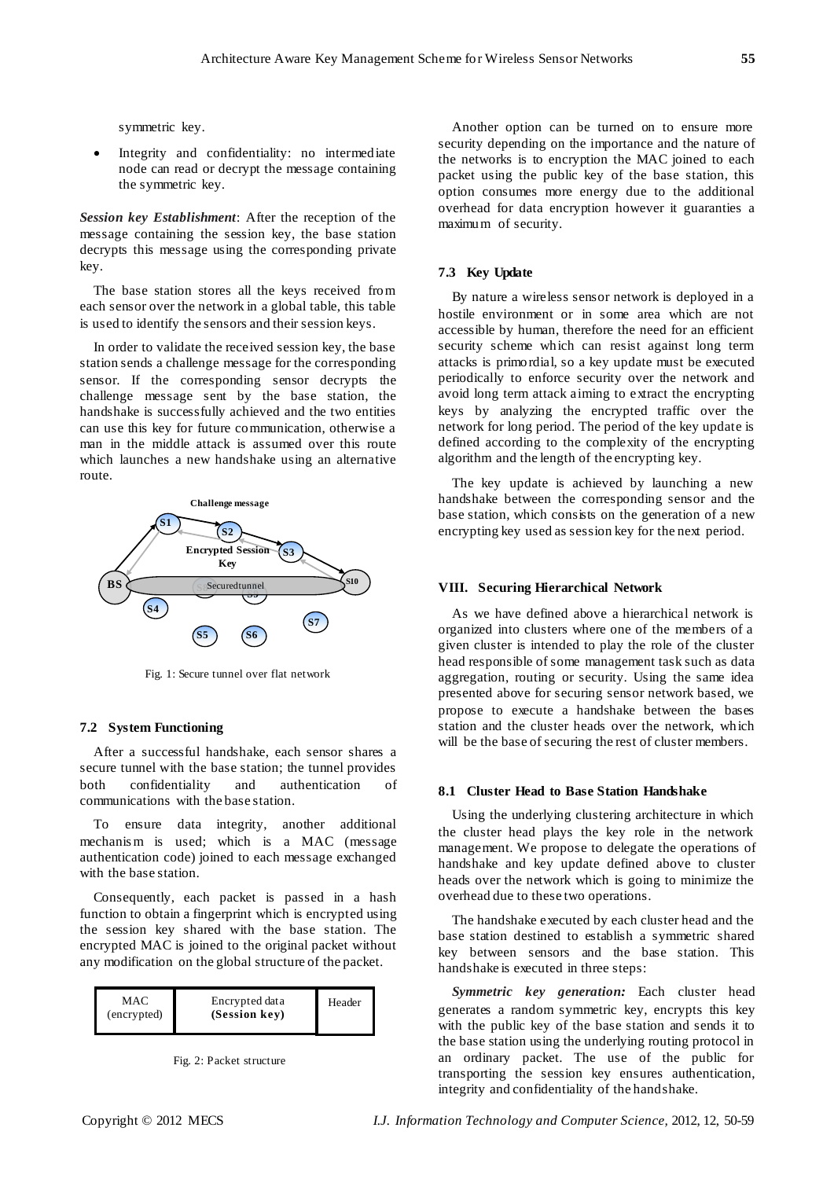symmetric key.

- Integrity and confidentiality: no intermediate node can read or decrypt the message containing the symmetric key.

***Session key Establishment***: After the reception of the message containing the session key, the base station decrypts this message using the corresponding private key.

The base station stores all the keys received from each sensor over the network in a global table, this table is used to identify the sensors and their session keys.

In order to validate the received session key, the base station sends a challenge message for the corresponding sensor. If the corresponding sensor decrypts the challenge message sent by the base station, the handshake is successfully achieved and the two entities can use this key for future communication, otherwise a man in the middle attack is assumed over this route which launches a new handshake using an alternative route.

Fig. 1: Secure tunnel over flat network

### 7.2 System Functioning

After a successful handshake, each sensor shares a secure tunnel with the base station; the tunnel provides both confidentiality and authentication of communications with the base station.

To ensure data integrity, another additional mechanism is used; which is a MAC (message authentication code) joined to each message exchanged with the base station.

Consequently, each packet is passed in a hash function to obtain a fingerprint which is encrypted using the session key shared with the base station. The encrypted MAC is joined to the original packet without any modification on the global structure of the packet.

| MAC (encrypted) | Encrypted data **(Session key)** | Header |
|---|---|---|

Fig. 2: Packet structure

Another option can be turned on to ensure more security depending on the importance and the nature of the networks is to encryption the MAC joined to each packet using the public key of the base station, this option consumes more energy due to the additional overhead for data encryption however it guaranties a maximum of security.

### 7.3 Key Update

By nature a wireless sensor network is deployed in a hostile environment or in some area which are not accessible by human, therefore the need for an efficient security scheme which can resist against long term attacks is primordial, so a key update must be executed periodically to enforce security over the network and avoid long term attack aiming to extract the encrypting keys by analyzing the encrypted traffic over the network for long period. The period of the key update is defined according to the complexity of the encrypting algorithm and the length of the encrypting key.

The key update is achieved by launching a new handshake between the corresponding sensor and the base station, which consists on the generation of a new encrypting key used as session key for the next period.

## VIII. Securing Hierarchical Network

As we have defined above a hierarchical network is organized into clusters where one of the members of a given cluster is intended to play the role of the cluster head responsible of some management task such as data aggregation, routing or security. Using the same idea presented above for securing sensor network based, we propose to execute a handshake between the bases station and the cluster heads over the network, which will be the base of securing the rest of cluster members.

### 8.1 Cluster Head to Base Station Handshake

Using the underlying clustering architecture in which the cluster head plays the key role in the network management. We propose to delegate the operations of handshake and key update defined above to cluster heads over the network which is going to minimize the overhead due to these two operations.

The handshake executed by each cluster head and the base station destined to establish a symmetric shared key between sensors and the base station. This handshake is executed in three steps:

***Symmetric key generation:*** Each cluster head generates a random symmetric key, encrypts this key with the public key of the base station and sends it to the base station using the underlying routing protocol in an ordinary packet. The use of the public for transporting the session key ensures authentication, integrity and confidentiality of the handshake.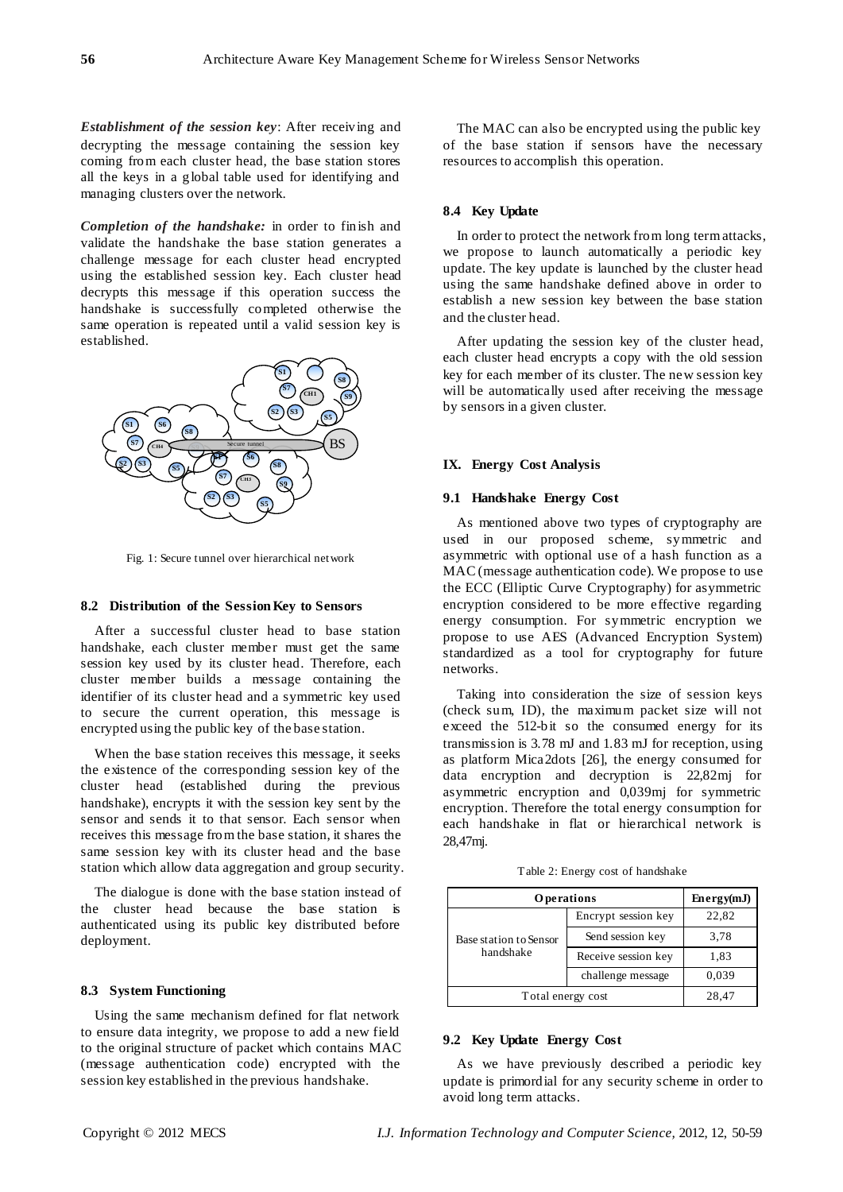***Establishment of the session key***: After receiving and decrypting the message containing the session key coming from each cluster head, the base station stores all the keys in a global table used for identifying and managing clusters over the network.

***Completion of the handshake:*** in order to finish and validate the handshake the base station generates a challenge message for each cluster head encrypted using the established session key. Each cluster head decrypts this message if this operation success the handshake is successfully completed otherwise the same operation is repeated until a valid session key is established.

Fig. 1: Secure tunnel over hierarchical network

### 8.2 Distribution of the Session Key to Sensors

After a successful cluster head to base station handshake, each cluster member must get the same session key used by its cluster head. Therefore, each cluster member builds a message containing the identifier of its cluster head and a symmetric key used to secure the current operation, this message is encrypted using the public key of the base station.

When the base station receives this message, it seeks the existence of the corresponding session key of the cluster head (established during the previous handshake), encrypts it with the session key sent by the sensor and sends it to that sensor. Each sensor when receives this message from the base station, it shares the same session key with its cluster head and the base station which allow data aggregation and group security.

The dialogue is done with the base station instead of the cluster head because the base station is authenticated using its public key distributed before deployment.

### 8.3 System Functioning

Using the same mechanism defined for flat network to ensure data integrity, we propose to add a new field to the original structure of packet which contains MAC (message authentication code) encrypted with the session key established in the previous handshake.

The MAC can also be encrypted using the public key of the base station if sensors have the necessary resources to accomplish this operation.

### 8.4 Key Update

In order to protect the network from long term attacks, we propose to launch automatically a periodic key update. The key update is launched by the cluster head using the same handshake defined above in order to establish a new session key between the base station and the cluster head.

After updating the session key of the cluster head, each cluster head encrypts a copy with the old session key for each member of its cluster. The new session key will be automatically used after receiving the message by sensors in a given cluster.

## IX. Energy Cost Analysis

### 9.1 Handshake Energy Cost

As mentioned above two types of cryptography are used in our proposed scheme, symmetric and asymmetric with optional use of a hash function as a MAC (message authentication code). We propose to use the ECC (Elliptic Curve Cryptography) for asymmetric encryption considered to be more effective regarding energy consumption. For symmetric encryption we propose to use AES (Advanced Encryption System) standardized as a tool for cryptography for future networks.

Taking into consideration the size of session keys (check sum, ID), the maximum packet size will not exceed the 512-bit so the consumed energy for its transmission is 3.78 mJ and 1.83 mJ for reception, using as platform Mica2dots [26], the energy consumed for data encryption and decryption is 22,82mj for asymmetric encryption and 0,039mj for symmetric encryption. Therefore the total energy consumption for each handshake in flat or hierarchical network is 28,47mj.

Table 2: Energy cost of handshake

| Operations | | Energy(mJ) |
|---|---|---|
| Base station to Sensor handshake | Encrypt session key | 22,82 |
| | Send session key | 3,78 |
| | Receive session key | 1,83 |
| | challenge message | 0,039 |
| Total energy cost | | 28,47 |

### 9.2 Key Update Energy Cost

As we have previously described a periodic key update is primordial for any security scheme in order to avoid long term attacks.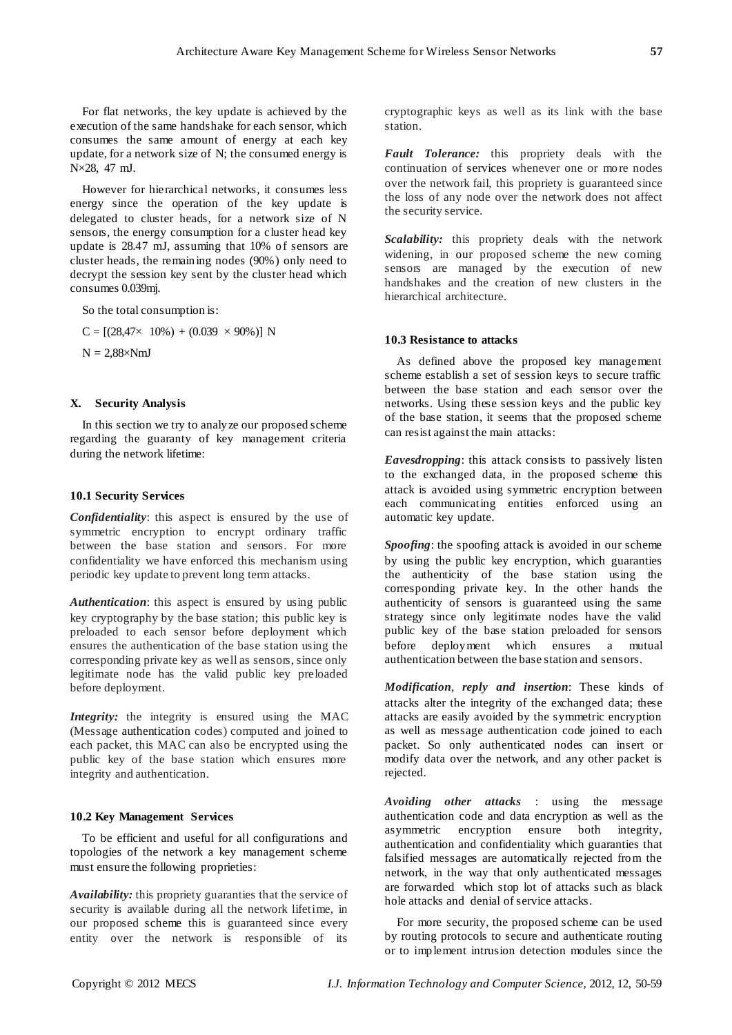For flat networks, the key update is achieved by the execution of the same handshake for each sensor, which consumes the same amount of energy at each key update, for a network size of N; the consumed energy is N×28, 47 mJ.

However for hierarchical networks, it consumes less energy since the operation of the key update is delegated to cluster heads, for a network size of N sensors, the energy consumption for a cluster head key update is 28.47 mJ, assuming that 10% of sensors are cluster heads, the remaining nodes (90%) only need to decrypt the session key sent by the cluster head which consumes 0.039mj.

So the total consumption is:

$$C = [(28{,}47\times\ 10\%) + (0.039\ \times 90\%)]\ N$$

$$N = 2{,}88\times NmJ$$

## X. Security Analysis

In this section we try to analyze our proposed scheme regarding the guaranty of key management criteria during the network lifetime:

### 10.1 Security Services

***Confidentiality***: this aspect is ensured by the use of symmetric encryption to encrypt ordinary traffic between the base station and sensors. For more confidentiality we have enforced this mechanism using periodic key update to prevent long term attacks.

***Authentication***: this aspect is ensured by using public key cryptography by the base station; this public key is preloaded to each sensor before deployment which ensures the authentication of the base station using the corresponding private key as well as sensors, since only legitimate node has the valid public key preloaded before deployment.

***Integrity:*** the integrity is ensured using the MAC (Message authentication codes) computed and joined to each packet, this MAC can also be encrypted using the public key of the base station which ensures more integrity and authentication.

### 10.2 Key Management Services

To be efficient and useful for all configurations and topologies of the network a key management scheme must ensure the following proprieties:

***Availability:*** this propriety guaranties that the service of security is available during all the network lifetime, in our proposed scheme this is guaranteed since every entity over the network is responsible of its cryptographic keys as well as its link with the base station.

***Fault Tolerance:*** this propriety deals with the continuation of services whenever one or more nodes over the network fail, this propriety is guaranteed since the loss of any node over the network does not affect the security service.

***Scalability:*** this propriety deals with the network widening, in our proposed scheme the new coming sensors are managed by the execution of new handshakes and the creation of new clusters in the hierarchical architecture.

### 10.3 Resistance to attacks

As defined above the proposed key management scheme establish a set of session keys to secure traffic between the base station and each sensor over the networks. Using these session keys and the public key of the base station, it seems that the proposed scheme can resist against the main attacks:

***Eavesdropping***: this attack consists to passively listen to the exchanged data, in the proposed scheme this attack is avoided using symmetric encryption between each communicating entities enforced using an automatic key update.

***Spoofing***: the spoofing attack is avoided in our scheme by using the public key encryption, which guaranties the authenticity of the base station using the corresponding private key. In the other hands the authenticity of sensors is guaranteed using the same strategy since only legitimate nodes have the valid public key of the base station preloaded for sensors before deployment which ensures a mutual authentication between the base station and sensors.

***Modification, reply and insertion***: These kinds of attacks alter the integrity of the exchanged data; these attacks are easily avoided by the symmetric encryption as well as message authentication code joined to each packet. So only authenticated nodes can insert or modify data over the network, and any other packet is rejected.

***Avoiding other attacks*** : using the message authentication code and data encryption as well as the asymmetric encryption ensure both integrity, authentication and confidentiality which guaranties that falsified messages are automatically rejected from the network, in the way that only authenticated messages are forwarded which stop lot of attacks such as black hole attacks and denial of service attacks.

For more security, the proposed scheme can be used by routing protocols to secure and authenticate routing or to implement intrusion detection modules since the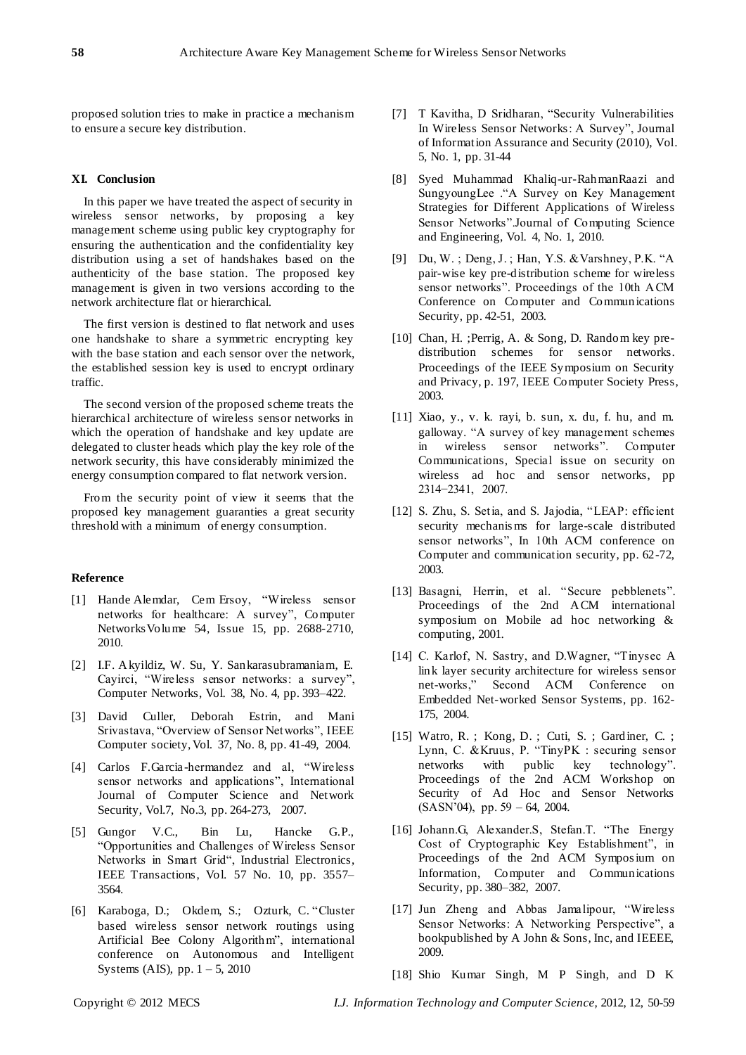proposed solution tries to make in practice a mechanism to ensure a secure key distribution.

### XI. Conclusion

In this paper we have treated the aspect of security in wireless sensor networks, by proposing a key management scheme using public key cryptography for ensuring the authentication and the confidentiality key distribution using a set of handshakes based on the authenticity of the base station. The proposed key management is given in two versions according to the network architecture flat or hierarchical.

The first version is destined to flat network and uses one handshake to share a symmetric encrypting key with the base station and each sensor over the network, the established session key is used to encrypt ordinary traffic.

The second version of the proposed scheme treats the hierarchical architecture of wireless sensor networks in which the operation of handshake and key update are delegated to cluster heads which play the key role of the network security, this have considerably minimized the energy consumption compared to flat network version.

From the security point of view it seems that the proposed key management guaranties a great security threshold with a minimum of energy consumption.

### Reference

[1] Hande Alemdar, Cem Ersoy, "Wireless sensor networks for healthcare: A survey", Computer NetworksVolume 54, Issue 15, pp. 2688-2710, 2010.

[2] I.F. Akyildiz, W. Su, Y. Sankarasubramaniam, E. Cayirci, "Wireless sensor networks: a survey", Computer Networks, Vol. 38, No. 4, pp. 393–422.

[3] David Culler, Deborah Estrin, and Mani Srivastava, "Overview of Sensor Networks", IEEE Computer society, Vol. 37, No. 8, pp. 41-49, 2004.

[4] Carlos F.Garcia-hermandez and al, "Wireless sensor networks and applications", International Journal of Computer Science and Network Security, Vol.7, No.3, pp. 264-273, 2007.

[5] Gungor V.C., Bin Lu, Hancke G.P., "Opportunities and Challenges of Wireless Sensor Networks in Smart Grid", Industrial Electronics, IEEE Transactions, Vol. 57 No. 10, pp. 3557–3564.

[6] Karaboga, D.; Okdem, S.; Ozturk, C. "Cluster based wireless sensor network routings using Artificial Bee Colony Algorithm", international conference on Autonomous and Intelligent Systems (AIS), pp. 1 – 5, 2010

[7] T Kavitha, D Sridharan, "Security Vulnerabilities In Wireless Sensor Networks: A Survey", Journal of Information Assurance and Security (2010), Vol. 5, No. 1, pp. 31-44

[8] Syed Muhammad Khaliq-ur-RahmanRaazi and SungyoungLee ."A Survey on Key Management Strategies for Different Applications of Wireless Sensor Networks".Journal of Computing Science and Engineering, Vol. 4, No. 1, 2010.

[9] Du, W. ; Deng, J. ; Han, Y.S. &Varshney, P.K. "A pair-wise key pre-distribution scheme for wireless sensor networks". Proceedings of the 10th ACM Conference on Computer and Communications Security, pp. 42-51, 2003.

[10] Chan, H. ;Perrig, A. & Song, D. Random key pre-distribution schemes for sensor networks. Proceedings of the IEEE Symposium on Security and Privacy, p. 197, IEEE Computer Society Press, 2003.

[11] Xiao, y., v. k. rayi, b. sun, x. du, f. hu, and m. galloway. "A survey of key management schemes in wireless sensor networks". Computer Communications, Special issue on security on wireless ad hoc and sensor networks, pp 2314−2341, 2007.

[12] S. Zhu, S. Setia, and S. Jajodia, "LEAP: efficient security mechanisms for large-scale distributed sensor networks", In 10th ACM conference on Computer and communication security, pp. 62-72, 2003.

[13] Basagni, Herrin, et al. "Secure pebblenets". Proceedings of the 2nd ACM international symposium on Mobile ad hoc networking & computing, 2001.

[14] C. Karlof, N. Sastry, and D.Wagner, "Tinysec A link layer security architecture for wireless sensor net-works," Second ACM Conference on Embedded Net-worked Sensor Systems, pp. 162-175, 2004.

[15] Watro, R. ; Kong, D. ; Cuti, S. ; Gardiner, C. ; Lynn, C. &Kruus, P. "TinyPK : securing sensor networks with public key technology". Proceedings of the 2nd ACM Workshop on Security of Ad Hoc and Sensor Networks (SASN'04), pp. 59 – 64, 2004.

[16] Johann.G, Alexander.S, Stefan.T. "The Energy Cost of Cryptographic Key Establishment", in Proceedings of the 2nd ACM Symposium on Information, Computer and Communications Security, pp. 380–382, 2007.

[17] Jun Zheng and Abbas Jamalipour, "Wireless Sensor Networks: A Networking Perspective", a bookpublished by A John & Sons, Inc, and IEEEE, 2009.

[18] Shio Kumar Singh, M P Singh, and D K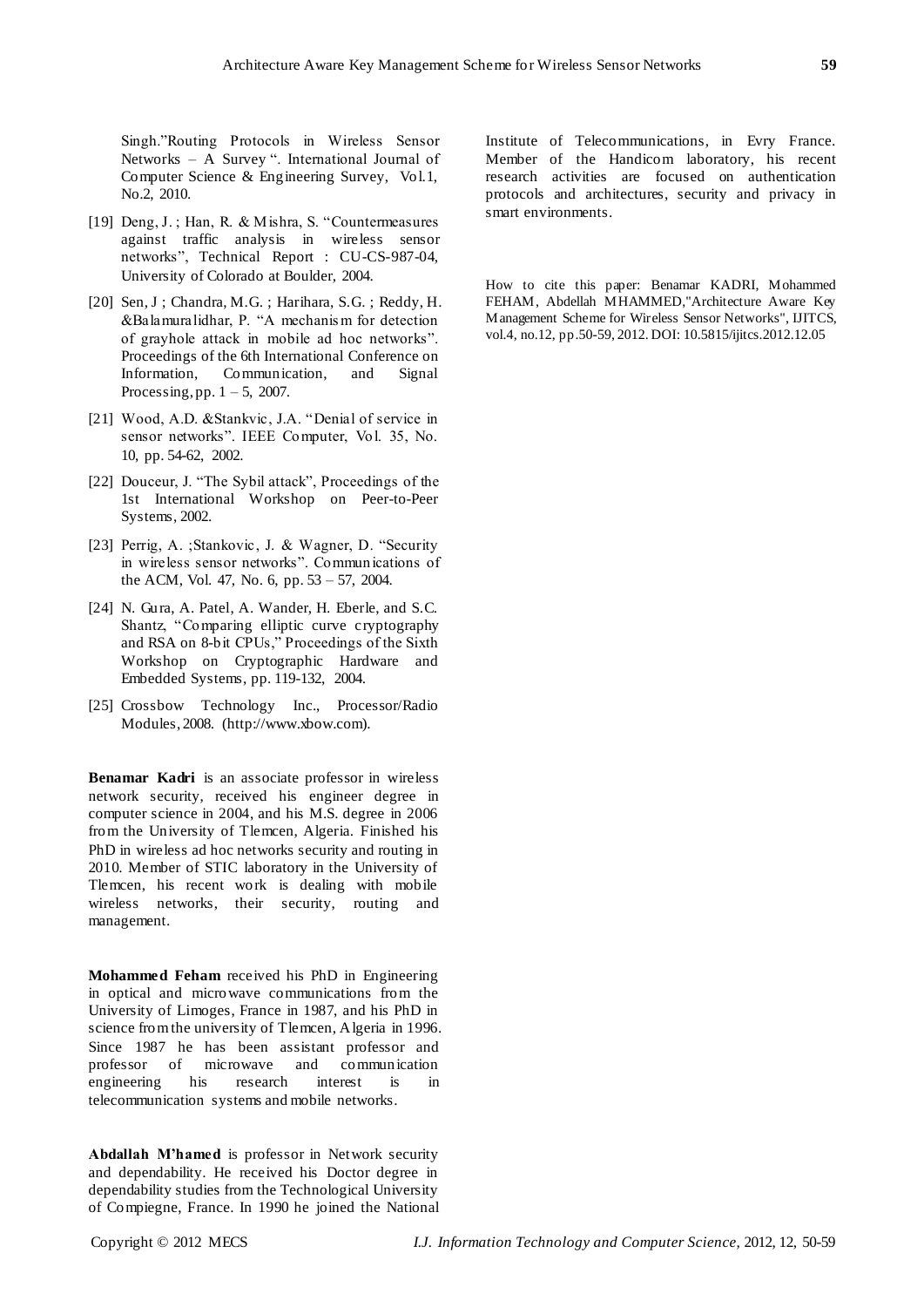Singh."Routing Protocols in Wireless Sensor Networks – A Survey ". International Journal of Computer Science & Engineering Survey, Vol.1, No.2, 2010.

[19] Deng, J. ; Han, R. & Mishra, S. "Countermeasures against traffic analysis in wireless sensor networks", Technical Report : CU-CS-987-04, University of Colorado at Boulder, 2004.

[20] Sen, J ; Chandra, M.G. ; Harihara, S.G. ; Reddy, H. &Balamuralidhar, P. "A mechanism for detection of grayhole attack in mobile ad hoc networks". Proceedings of the 6th International Conference on Information, Communication, and Signal Processing, pp. 1 – 5, 2007.

[21] Wood, A.D. &Stankvic, J.A. "Denial of service in sensor networks". IEEE Computer, Vol. 35, No. 10, pp. 54-62, 2002.

[22] Douceur, J. "The Sybil attack", Proceedings of the 1st International Workshop on Peer-to-Peer Systems, 2002.

[23] Perrig, A. ;Stankovic, J. & Wagner, D. "Security in wireless sensor networks". Communications of the ACM, Vol. 47, No. 6, pp. 53 – 57, 2004.

[24] N. Gura, A. Patel, A. Wander, H. Eberle, and S.C. Shantz, "Comparing elliptic curve cryptography and RSA on 8-bit CPUs," Proceedings of the Sixth Workshop on Cryptographic Hardware and Embedded Systems, pp. 119-132, 2004.

[25] Crossbow Technology Inc., Processor/Radio Modules, 2008. (http://www.xbow.com).

**Benamar Kadri** is an associate professor in wireless network security, received his engineer degree in computer science in 2004, and his M.S. degree in 2006 from the University of Tlemcen, Algeria. Finished his PhD in wireless ad hoc networks security and routing in 2010. Member of STIC laboratory in the University of Tlemcen, his recent work is dealing with mobile wireless networks, their security, routing and management.

**Mohammed Feham** received his PhD in Engineering in optical and microwave communications from the University of Limoges, France in 1987, and his PhD in science from the university of Tlemcen, Algeria in 1996. Since 1987 he has been assistant professor and professor of microwave and communication engineering his research interest is in telecommunication systems and mobile networks.

**Abdallah M'hamed** is professor in Network security and dependability. He received his Doctor degree in dependability studies from the Technological University of Compiegne, France. In 1990 he joined the National Institute of Telecommunications, in Evry France. Member of the Handicom laboratory, his recent research activities are focused on authentication protocols and architectures, security and privacy in smart environments.

How to cite this paper: Benamar KADRI, Mohammed FEHAM, Abdellah MHAMMED,"Architecture Aware Key Management Scheme for Wireless Sensor Networks", IJITCS, vol.4, no.12, pp.50-59, 2012. DOI: 10.5815/ijitcs.2012.12.05